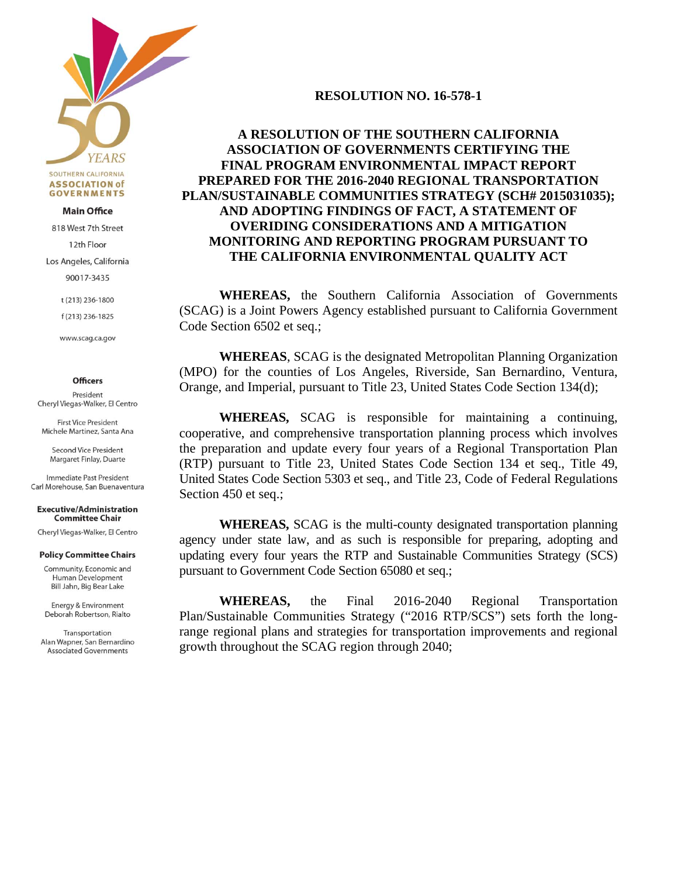SOUTHERN CALIFORNIA
**ASSOCIATION of GOVERNMENTS**

**Main Office**

818 West 7th Street
12th Floor
Los Angeles, California
90017-3435

t (213) 236-1800
f (213) 236-1825

www.scag.ca.gov

**Officers**

President
Cheryl Viegas-Walker, El Centro

First Vice President
Michele Martinez, Santa Ana

Second Vice President
Margaret Finlay, Duarte

Immediate Past President
Carl Morehouse, San Buenaventura

**Executive/Administration Committee Chair**

Cheryl Viegas-Walker, El Centro

**Policy Committee Chairs**

Community, Economic and Human Development
Bill Jahn, Big Bear Lake

Energy & Environment
Deborah Robertson, Rialto

Transportation
Alan Wapner, San Bernardino Associated Governments

# RESOLUTION NO. 16-578-1

## A RESOLUTION OF THE SOUTHERN CALIFORNIA ASSOCIATION OF GOVERNMENTS CERTIFYING THE FINAL PROGRAM ENVIRONMENTAL IMPACT REPORT PREPARED FOR THE 2016-2040 REGIONAL TRANSPORTATION PLAN/SUSTAINABLE COMMUNITIES STRATEGY (SCH# 2015031035); AND ADOPTING FINDINGS OF FACT, A STATEMENT OF OVERIDING CONSIDERATIONS AND A MITIGATION MONITORING AND REPORTING PROGRAM PURSUANT TO THE CALIFORNIA ENVIRONMENTAL QUALITY ACT

**WHEREAS,** the Southern California Association of Governments (SCAG) is a Joint Powers Agency established pursuant to California Government Code Section 6502 et seq.;

**WHEREAS**, SCAG is the designated Metropolitan Planning Organization (MPO) for the counties of Los Angeles, Riverside, San Bernardino, Ventura, Orange, and Imperial, pursuant to Title 23, United States Code Section 134(d);

**WHEREAS,** SCAG is responsible for maintaining a continuing, cooperative, and comprehensive transportation planning process which involves the preparation and update every four years of a Regional Transportation Plan (RTP) pursuant to Title 23, United States Code Section 134 et seq., Title 49, United States Code Section 5303 et seq., and Title 23, Code of Federal Regulations Section 450 et seq.;

**WHEREAS,** SCAG is the multi-county designated transportation planning agency under state law, and as such is responsible for preparing, adopting and updating every four years the RTP and Sustainable Communities Strategy (SCS) pursuant to Government Code Section 65080 et seq.;

**WHEREAS,** the Final 2016-2040 Regional Transportation Plan/Sustainable Communities Strategy ("2016 RTP/SCS") sets forth the long-range regional plans and strategies for transportation improvements and regional growth throughout the SCAG region through 2040;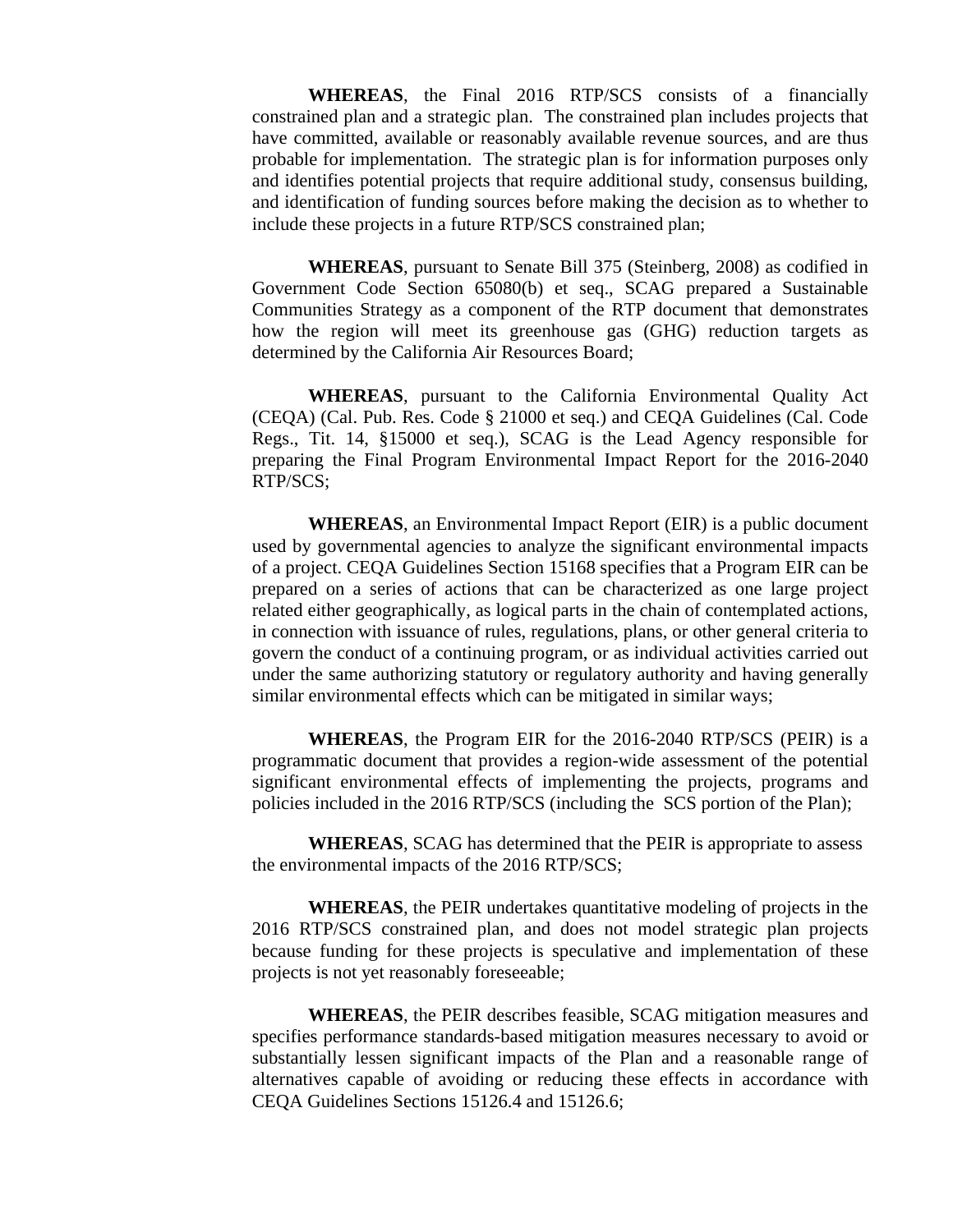**WHEREAS**, the Final 2016 RTP/SCS consists of a financially constrained plan and a strategic plan. The constrained plan includes projects that have committed, available or reasonably available revenue sources, and are thus probable for implementation. The strategic plan is for information purposes only and identifies potential projects that require additional study, consensus building, and identification of funding sources before making the decision as to whether to include these projects in a future RTP/SCS constrained plan;

**WHEREAS**, pursuant to Senate Bill 375 (Steinberg, 2008) as codified in Government Code Section 65080(b) et seq., SCAG prepared a Sustainable Communities Strategy as a component of the RTP document that demonstrates how the region will meet its greenhouse gas (GHG) reduction targets as determined by the California Air Resources Board;

**WHEREAS**, pursuant to the California Environmental Quality Act (CEQA) (Cal. Pub. Res. Code § 21000 et seq.) and CEQA Guidelines (Cal. Code Regs., Tit. 14, §15000 et seq.), SCAG is the Lead Agency responsible for preparing the Final Program Environmental Impact Report for the 2016-2040 RTP/SCS;

**WHEREAS**, an Environmental Impact Report (EIR) is a public document used by governmental agencies to analyze the significant environmental impacts of a project. CEQA Guidelines Section 15168 specifies that a Program EIR can be prepared on a series of actions that can be characterized as one large project related either geographically, as logical parts in the chain of contemplated actions, in connection with issuance of rules, regulations, plans, or other general criteria to govern the conduct of a continuing program, or as individual activities carried out under the same authorizing statutory or regulatory authority and having generally similar environmental effects which can be mitigated in similar ways;

**WHEREAS**, the Program EIR for the 2016-2040 RTP/SCS (PEIR) is a programmatic document that provides a region-wide assessment of the potential significant environmental effects of implementing the projects, programs and policies included in the 2016 RTP/SCS (including the SCS portion of the Plan);

**WHEREAS**, SCAG has determined that the PEIR is appropriate to assess the environmental impacts of the 2016 RTP/SCS;

**WHEREAS**, the PEIR undertakes quantitative modeling of projects in the 2016 RTP/SCS constrained plan, and does not model strategic plan projects because funding for these projects is speculative and implementation of these projects is not yet reasonably foreseeable;

**WHEREAS**, the PEIR describes feasible, SCAG mitigation measures and specifies performance standards-based mitigation measures necessary to avoid or substantially lessen significant impacts of the Plan and a reasonable range of alternatives capable of avoiding or reducing these effects in accordance with CEQA Guidelines Sections 15126.4 and 15126.6;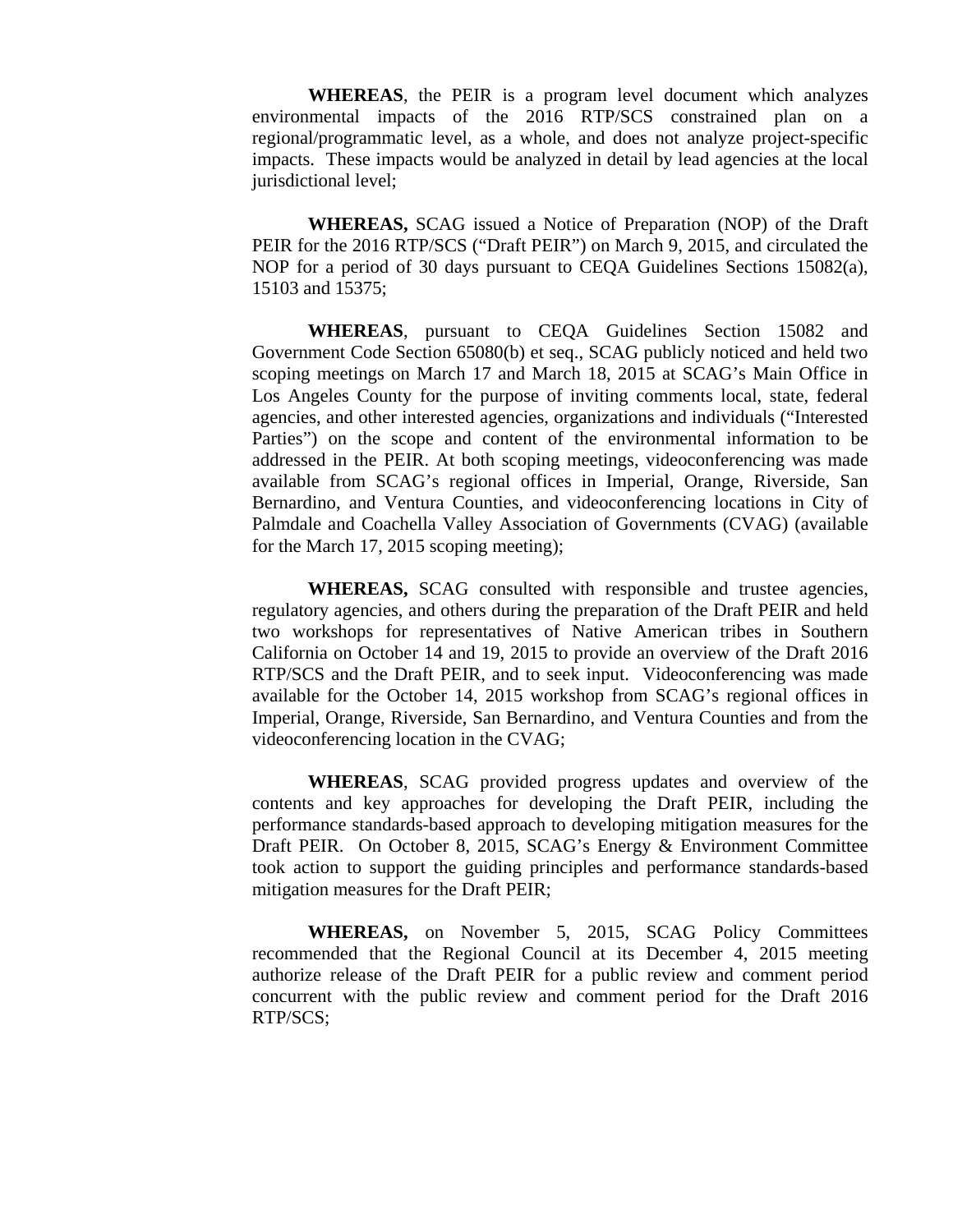**WHEREAS**, the PEIR is a program level document which analyzes environmental impacts of the 2016 RTP/SCS constrained plan on a regional/programmatic level, as a whole, and does not analyze project-specific impacts. These impacts would be analyzed in detail by lead agencies at the local jurisdictional level;

**WHEREAS,** SCAG issued a Notice of Preparation (NOP) of the Draft PEIR for the 2016 RTP/SCS ("Draft PEIR") on March 9, 2015, and circulated the NOP for a period of 30 days pursuant to CEQA Guidelines Sections 15082(a), 15103 and 15375;

**WHEREAS**, pursuant to CEQA Guidelines Section 15082 and Government Code Section 65080(b) et seq., SCAG publicly noticed and held two scoping meetings on March 17 and March 18, 2015 at SCAG's Main Office in Los Angeles County for the purpose of inviting comments local, state, federal agencies, and other interested agencies, organizations and individuals ("Interested Parties") on the scope and content of the environmental information to be addressed in the PEIR. At both scoping meetings, videoconferencing was made available from SCAG's regional offices in Imperial, Orange, Riverside, San Bernardino, and Ventura Counties, and videoconferencing locations in City of Palmdale and Coachella Valley Association of Governments (CVAG) (available for the March 17, 2015 scoping meeting);

**WHEREAS,** SCAG consulted with responsible and trustee agencies, regulatory agencies, and others during the preparation of the Draft PEIR and held two workshops for representatives of Native American tribes in Southern California on October 14 and 19, 2015 to provide an overview of the Draft 2016 RTP/SCS and the Draft PEIR, and to seek input. Videoconferencing was made available for the October 14, 2015 workshop from SCAG's regional offices in Imperial, Orange, Riverside, San Bernardino, and Ventura Counties and from the videoconferencing location in the CVAG;

**WHEREAS**, SCAG provided progress updates and overview of the contents and key approaches for developing the Draft PEIR, including the performance standards-based approach to developing mitigation measures for the Draft PEIR. On October 8, 2015, SCAG's Energy & Environment Committee took action to support the guiding principles and performance standards-based mitigation measures for the Draft PEIR;

**WHEREAS,** on November 5, 2015, SCAG Policy Committees recommended that the Regional Council at its December 4, 2015 meeting authorize release of the Draft PEIR for a public review and comment period concurrent with the public review and comment period for the Draft 2016 RTP/SCS;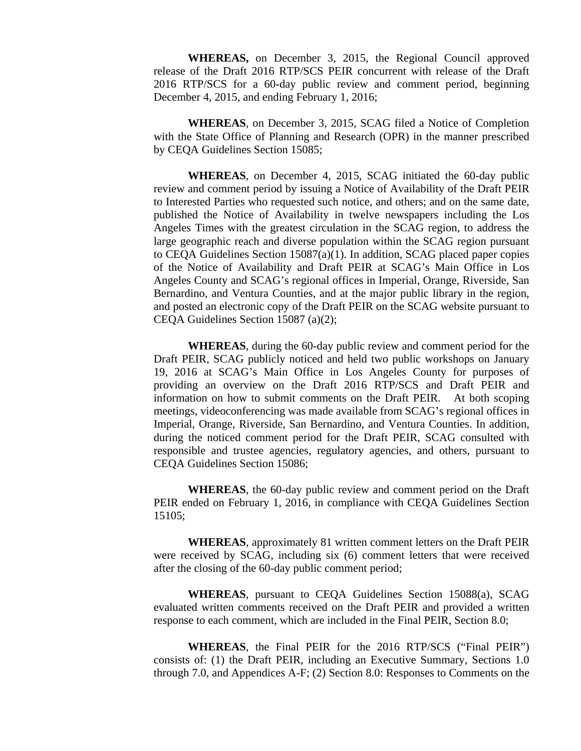**WHEREAS,** on December 3, 2015, the Regional Council approved release of the Draft 2016 RTP/SCS PEIR concurrent with release of the Draft 2016 RTP/SCS for a 60-day public review and comment period, beginning December 4, 2015, and ending February 1, 2016;

**WHEREAS**, on December 3, 2015, SCAG filed a Notice of Completion with the State Office of Planning and Research (OPR) in the manner prescribed by CEQA Guidelines Section 15085;

**WHEREAS**, on December 4, 2015, SCAG initiated the 60-day public review and comment period by issuing a Notice of Availability of the Draft PEIR to Interested Parties who requested such notice, and others; and on the same date, published the Notice of Availability in twelve newspapers including the Los Angeles Times with the greatest circulation in the SCAG region, to address the large geographic reach and diverse population within the SCAG region pursuant to CEQA Guidelines Section 15087(a)(1). In addition, SCAG placed paper copies of the Notice of Availability and Draft PEIR at SCAG's Main Office in Los Angeles County and SCAG's regional offices in Imperial, Orange, Riverside, San Bernardino, and Ventura Counties, and at the major public library in the region, and posted an electronic copy of the Draft PEIR on the SCAG website pursuant to CEQA Guidelines Section 15087 (a)(2);

**WHEREAS**, during the 60-day public review and comment period for the Draft PEIR, SCAG publicly noticed and held two public workshops on January 19, 2016 at SCAG's Main Office in Los Angeles County for purposes of providing an overview on the Draft 2016 RTP/SCS and Draft PEIR and information on how to submit comments on the Draft PEIR. At both scoping meetings, videoconferencing was made available from SCAG's regional offices in Imperial, Orange, Riverside, San Bernardino, and Ventura Counties. In addition, during the noticed comment period for the Draft PEIR, SCAG consulted with responsible and trustee agencies, regulatory agencies, and others, pursuant to CEQA Guidelines Section 15086;

**WHEREAS**, the 60-day public review and comment period on the Draft PEIR ended on February 1, 2016, in compliance with CEQA Guidelines Section 15105;

**WHEREAS**, approximately 81 written comment letters on the Draft PEIR were received by SCAG, including six (6) comment letters that were received after the closing of the 60-day public comment period;

**WHEREAS**, pursuant to CEQA Guidelines Section 15088(a), SCAG evaluated written comments received on the Draft PEIR and provided a written response to each comment, which are included in the Final PEIR, Section 8.0;

**WHEREAS**, the Final PEIR for the 2016 RTP/SCS ("Final PEIR") consists of: (1) the Draft PEIR, including an Executive Summary, Sections 1.0 through 7.0, and Appendices A-F; (2) Section 8.0: Responses to Comments on the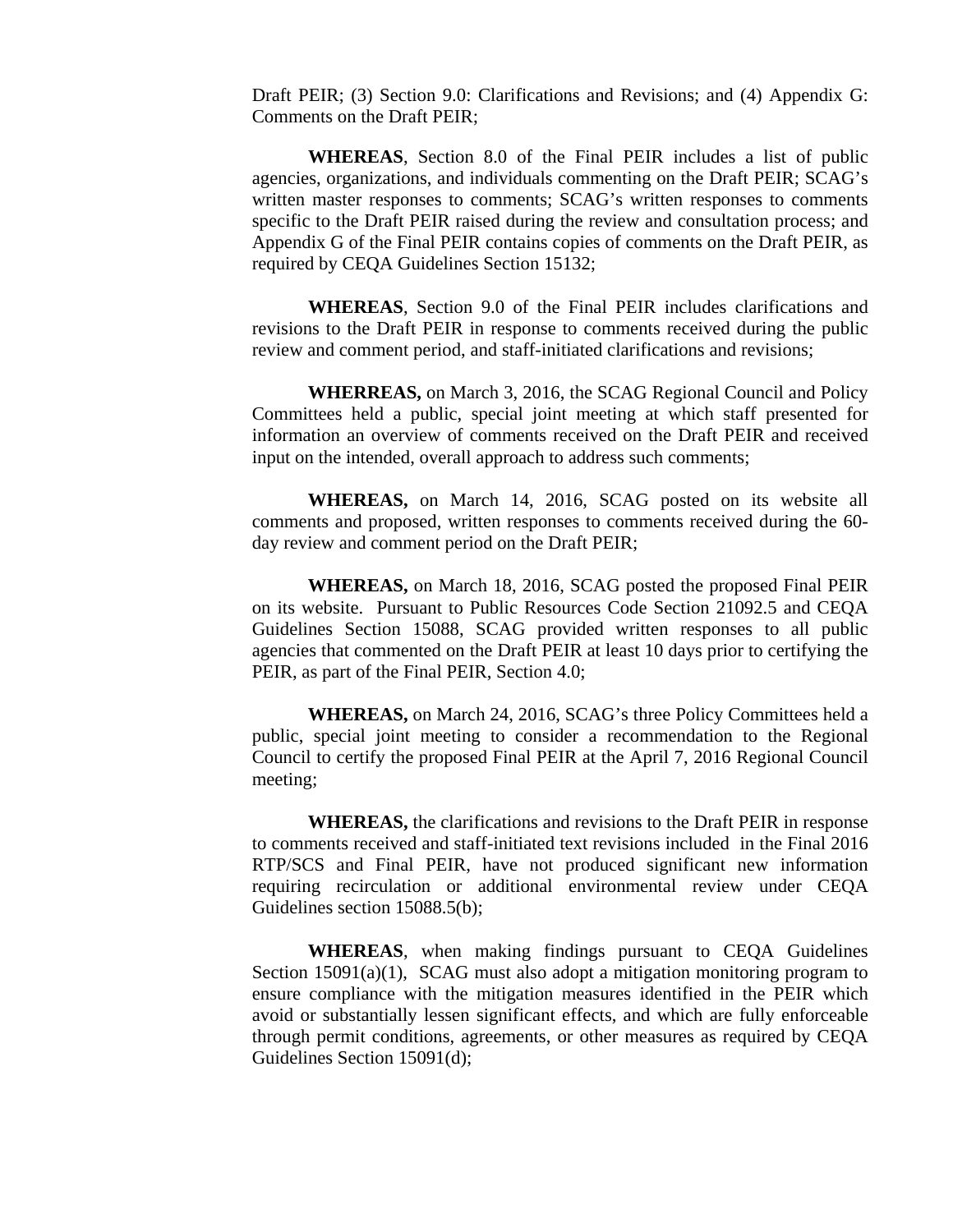Draft PEIR; (3) Section 9.0: Clarifications and Revisions; and (4) Appendix G: Comments on the Draft PEIR;

**WHEREAS**, Section 8.0 of the Final PEIR includes a list of public agencies, organizations, and individuals commenting on the Draft PEIR; SCAG's written master responses to comments; SCAG's written responses to comments specific to the Draft PEIR raised during the review and consultation process; and Appendix G of the Final PEIR contains copies of comments on the Draft PEIR, as required by CEQA Guidelines Section 15132;

**WHEREAS**, Section 9.0 of the Final PEIR includes clarifications and revisions to the Draft PEIR in response to comments received during the public review and comment period, and staff-initiated clarifications and revisions;

**WHERREAS,** on March 3, 2016, the SCAG Regional Council and Policy Committees held a public, special joint meeting at which staff presented for information an overview of comments received on the Draft PEIR and received input on the intended, overall approach to address such comments;

**WHEREAS,** on March 14, 2016, SCAG posted on its website all comments and proposed, written responses to comments received during the 60-day review and comment period on the Draft PEIR;

**WHEREAS,** on March 18, 2016, SCAG posted the proposed Final PEIR on its website. Pursuant to Public Resources Code Section 21092.5 and CEQA Guidelines Section 15088, SCAG provided written responses to all public agencies that commented on the Draft PEIR at least 10 days prior to certifying the PEIR, as part of the Final PEIR, Section 4.0;

**WHEREAS,** on March 24, 2016, SCAG's three Policy Committees held a public, special joint meeting to consider a recommendation to the Regional Council to certify the proposed Final PEIR at the April 7, 2016 Regional Council meeting;

**WHEREAS,** the clarifications and revisions to the Draft PEIR in response to comments received and staff-initiated text revisions included in the Final 2016 RTP/SCS and Final PEIR, have not produced significant new information requiring recirculation or additional environmental review under CEQA Guidelines section 15088.5(b);

**WHEREAS**, when making findings pursuant to CEQA Guidelines Section 15091(a)(1), SCAG must also adopt a mitigation monitoring program to ensure compliance with the mitigation measures identified in the PEIR which avoid or substantially lessen significant effects, and which are fully enforceable through permit conditions, agreements, or other measures as required by CEQA Guidelines Section 15091(d);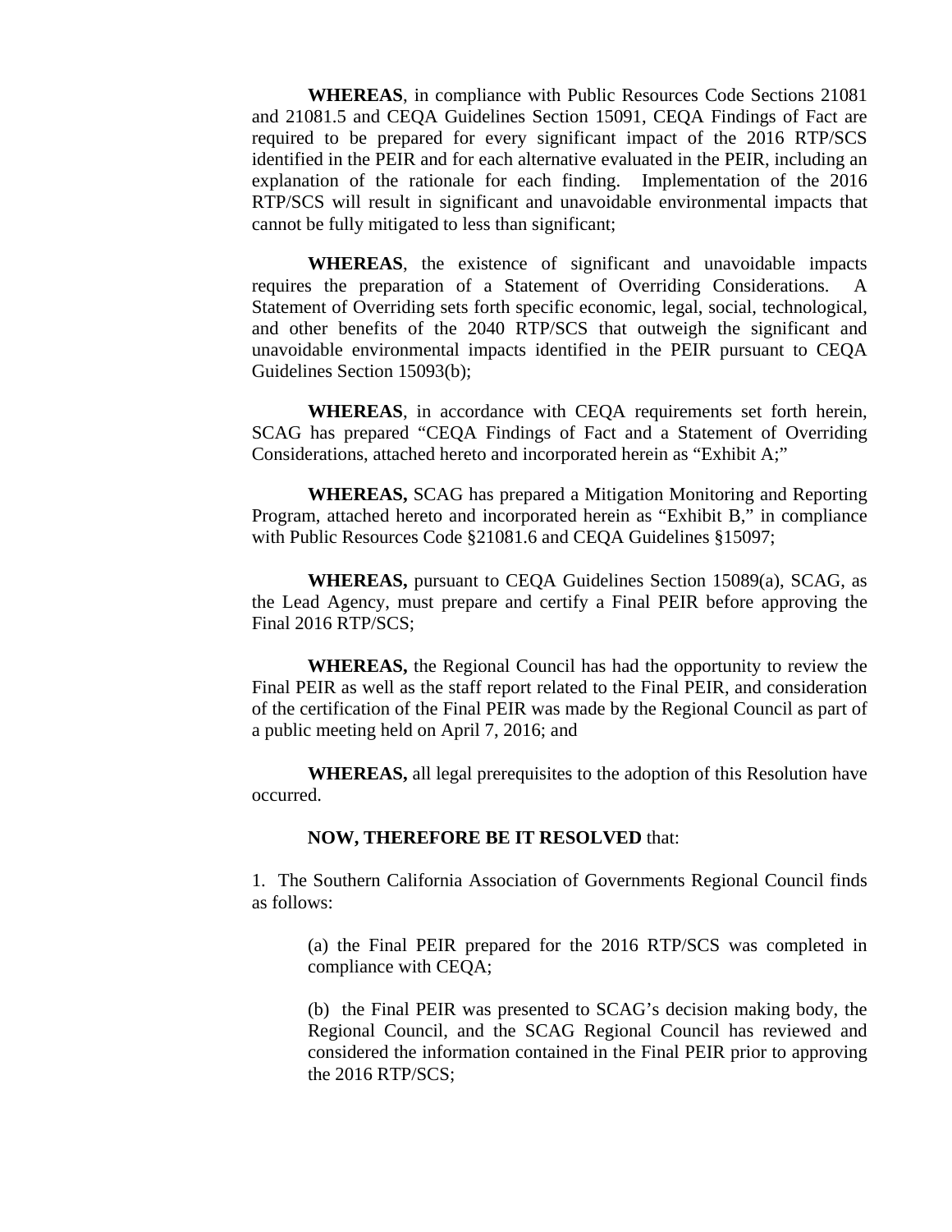**WHEREAS**, in compliance with Public Resources Code Sections 21081 and 21081.5 and CEQA Guidelines Section 15091, CEQA Findings of Fact are required to be prepared for every significant impact of the 2016 RTP/SCS identified in the PEIR and for each alternative evaluated in the PEIR, including an explanation of the rationale for each finding. Implementation of the 2016 RTP/SCS will result in significant and unavoidable environmental impacts that cannot be fully mitigated to less than significant;

**WHEREAS**, the existence of significant and unavoidable impacts requires the preparation of a Statement of Overriding Considerations. A Statement of Overriding sets forth specific economic, legal, social, technological, and other benefits of the 2040 RTP/SCS that outweigh the significant and unavoidable environmental impacts identified in the PEIR pursuant to CEQA Guidelines Section 15093(b);

**WHEREAS**, in accordance with CEQA requirements set forth herein, SCAG has prepared "CEQA Findings of Fact and a Statement of Overriding Considerations, attached hereto and incorporated herein as "Exhibit A;"

**WHEREAS,** SCAG has prepared a Mitigation Monitoring and Reporting Program, attached hereto and incorporated herein as "Exhibit B," in compliance with Public Resources Code §21081.6 and CEQA Guidelines §15097;

**WHEREAS,** pursuant to CEQA Guidelines Section 15089(a), SCAG, as the Lead Agency, must prepare and certify a Final PEIR before approving the Final 2016 RTP/SCS;

**WHEREAS,** the Regional Council has had the opportunity to review the Final PEIR as well as the staff report related to the Final PEIR, and consideration of the certification of the Final PEIR was made by the Regional Council as part of a public meeting held on April 7, 2016; and

**WHEREAS,** all legal prerequisites to the adoption of this Resolution have occurred.

**NOW, THEREFORE BE IT RESOLVED** that:

1. The Southern California Association of Governments Regional Council finds as follows:

(a) the Final PEIR prepared for the 2016 RTP/SCS was completed in compliance with CEQA;

(b) the Final PEIR was presented to SCAG's decision making body, the Regional Council, and the SCAG Regional Council has reviewed and considered the information contained in the Final PEIR prior to approving the 2016 RTP/SCS;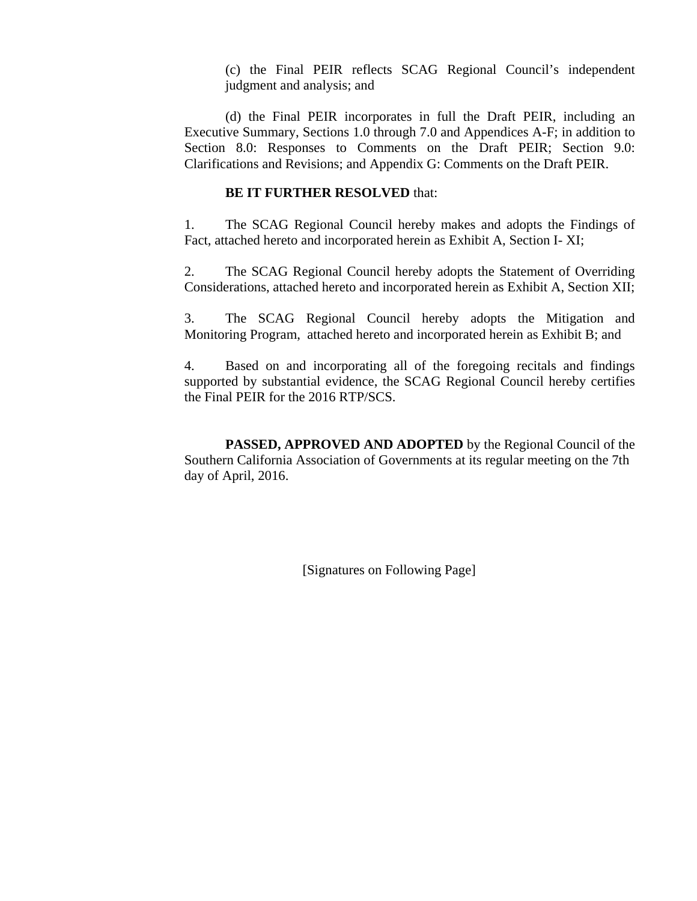(c) the Final PEIR reflects SCAG Regional Council's independent judgment and analysis; and

(d) the Final PEIR incorporates in full the Draft PEIR, including an Executive Summary, Sections 1.0 through 7.0 and Appendices A-F; in addition to Section 8.0: Responses to Comments on the Draft PEIR; Section 9.0: Clarifications and Revisions; and Appendix G: Comments on the Draft PEIR.

**BE IT FURTHER RESOLVED** that:

1. The SCAG Regional Council hereby makes and adopts the Findings of Fact, attached hereto and incorporated herein as Exhibit A, Section I- XI;

2. The SCAG Regional Council hereby adopts the Statement of Overriding Considerations, attached hereto and incorporated herein as Exhibit A, Section XII;

3. The SCAG Regional Council hereby adopts the Mitigation and Monitoring Program, attached hereto and incorporated herein as Exhibit B; and

4. Based on and incorporating all of the foregoing recitals and findings supported by substantial evidence, the SCAG Regional Council hereby certifies the Final PEIR for the 2016 RTP/SCS.

**PASSED, APPROVED AND ADOPTED** by the Regional Council of the Southern California Association of Governments at its regular meeting on the 7th day of April, 2016.

[Signatures on Following Page]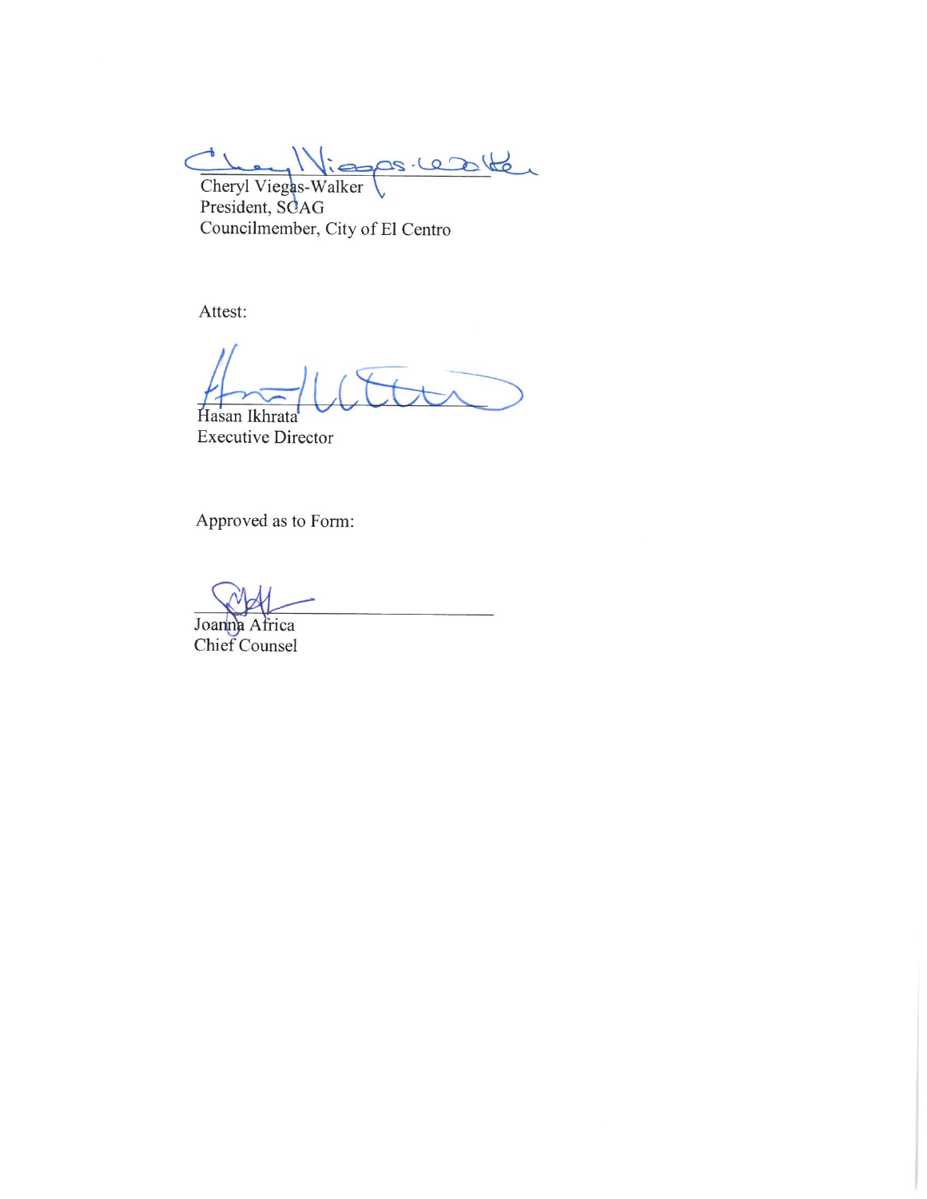Cheryl Viegas-Walker
President, SCAG
Councilmember, City of El Centro

Attest:

Hasan Ikhrata
Executive Director

Approved as to Form:

Joanna Africa
Chief Counsel